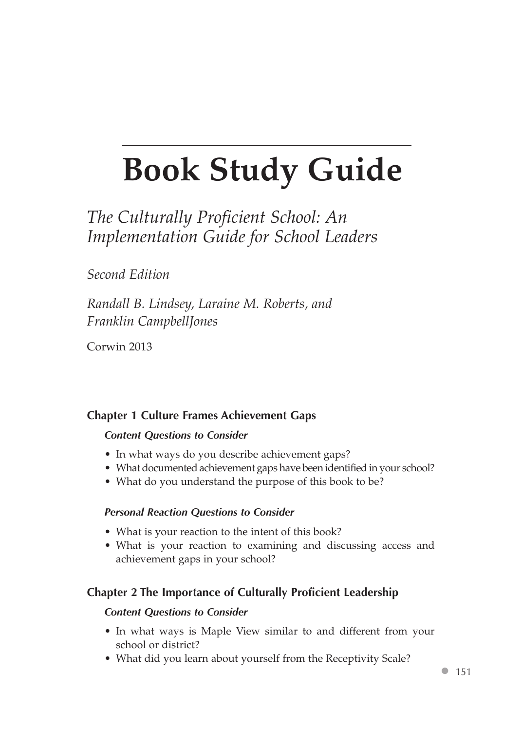# Book Study Guide

## *The Culturally Proficient School: An Implementation Guide for School Leaders*

*Second Edition*

*Randall B. Lindsey, Laraine M. Roberts, and Franklin CampbellJones*

Corwin 2013

### Chapter 1 Culture Frames Achievement Gaps

#### *Content Questions to Consider*

- In what ways do you describe achievement gaps?
- What documented achievement gaps have been identified in your school?
- What do you understand the purpose of this book to be?

#### *Personal Reaction Questions to Consider*

- What is your reaction to the intent of this book?
- What is your reaction to examining and discussing access and achievement gaps in your school?

### Chapter 2 The Importance of Culturally Proficient Leadership

#### *Content Questions to Consider*

- In what ways is Maple View similar to and different from your school or district?
- What did you learn about yourself from the Receptivity Scale?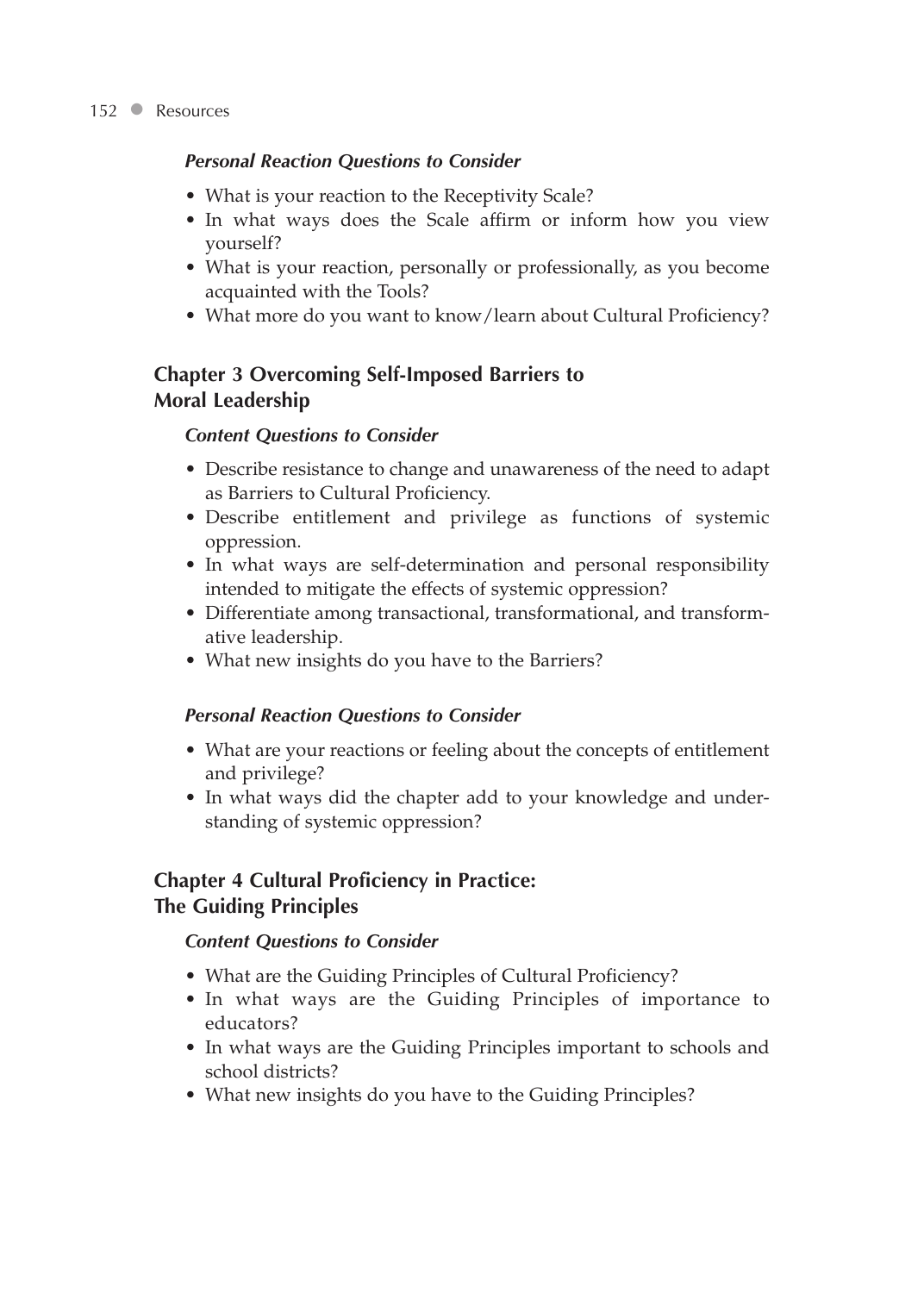***Personal Reaction Questions to Consider***

- What is your reaction to the Receptivity Scale?
- In what ways does the Scale affirm or inform how you view yourself?
- What is your reaction, personally or professionally, as you become acquainted with the Tools?
- What more do you want to know/learn about Cultural Proficiency?

## Chapter 3 Overcoming Self-Imposed Barriers to Moral Leadership

***Content Questions to Consider***

- Describe resistance to change and unawareness of the need to adapt as Barriers to Cultural Proficiency.
- Describe entitlement and privilege as functions of systemic oppression.
- In what ways are self-determination and personal responsibility intended to mitigate the effects of systemic oppression?
- Differentiate among transactional, transformational, and transformative leadership.
- What new insights do you have to the Barriers?

***Personal Reaction Questions to Consider***

- What are your reactions or feeling about the concepts of entitlement and privilege?
- In what ways did the chapter add to your knowledge and understanding of systemic oppression?

## Chapter 4 Cultural Proficiency in Practice: The Guiding Principles

***Content Questions to Consider***

- What are the Guiding Principles of Cultural Proficiency?
- In what ways are the Guiding Principles of importance to educators?
- In what ways are the Guiding Principles important to schools and school districts?
- What new insights do you have to the Guiding Principles?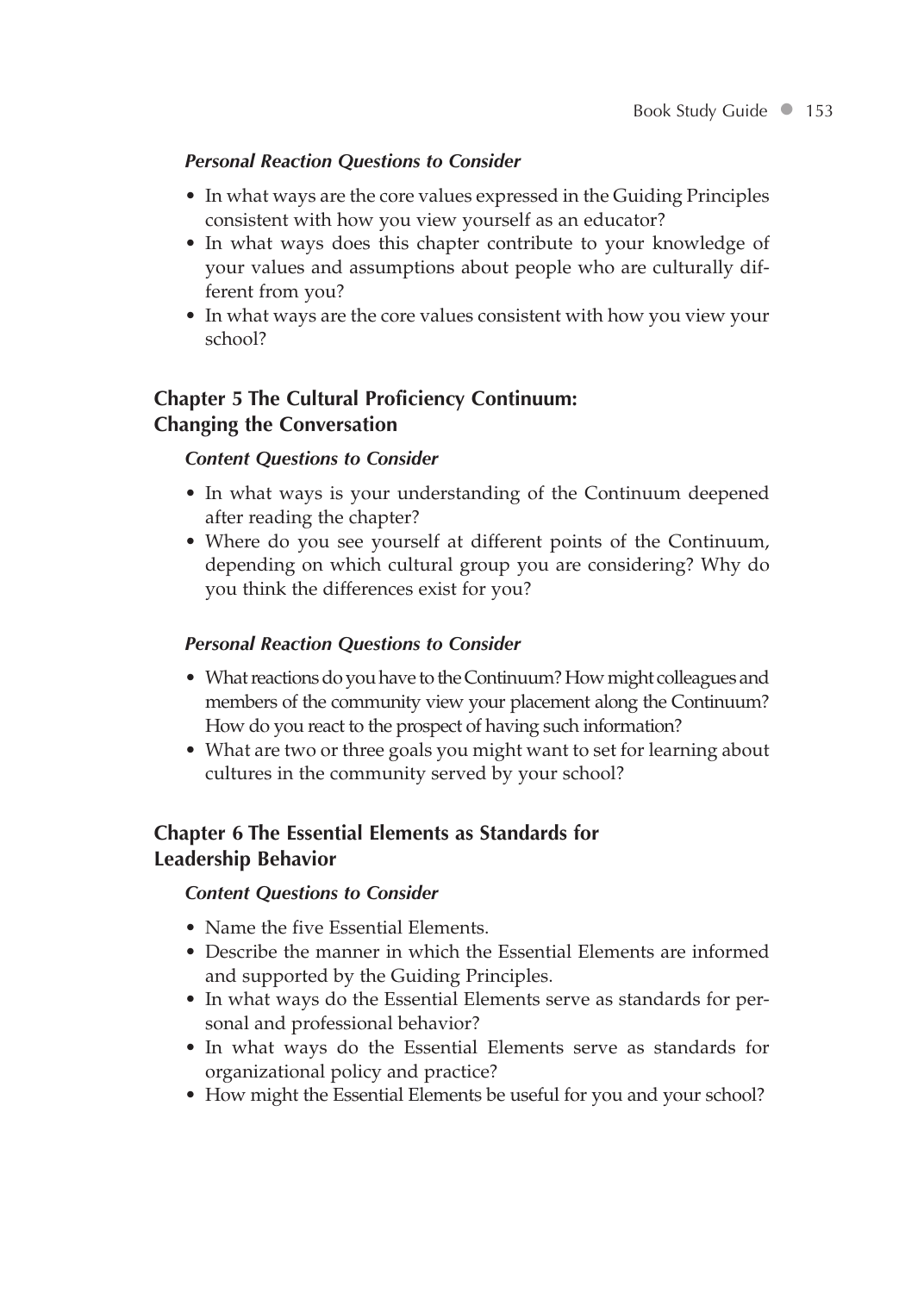#### *Personal Reaction Questions to Consider*

- In what ways are the core values expressed in the Guiding Principles consistent with how you view yourself as an educator?
- In what ways does this chapter contribute to your knowledge of your values and assumptions about people who are culturally different from you?
- In what ways are the core values consistent with how you view your school?

### Chapter 5 The Cultural Proficiency Continuum: Changing the Conversation

#### *Content Questions to Consider*

- In what ways is your understanding of the Continuum deepened after reading the chapter?
- Where do you see yourself at different points of the Continuum, depending on which cultural group you are considering? Why do you think the differences exist for you?

#### *Personal Reaction Questions to Consider*

- What reactions do you have to the Continuum? How might colleagues and members of the community view your placement along the Continuum? How do you react to the prospect of having such information?
- What are two or three goals you might want to set for learning about cultures in the community served by your school?

### Chapter 6 The Essential Elements as Standards for Leadership Behavior

#### *Content Questions to Consider*

- Name the five Essential Elements.
- Describe the manner in which the Essential Elements are informed and supported by the Guiding Principles.
- In what ways do the Essential Elements serve as standards for personal and professional behavior?
- In what ways do the Essential Elements serve as standards for organizational policy and practice?
- How might the Essential Elements be useful for you and your school?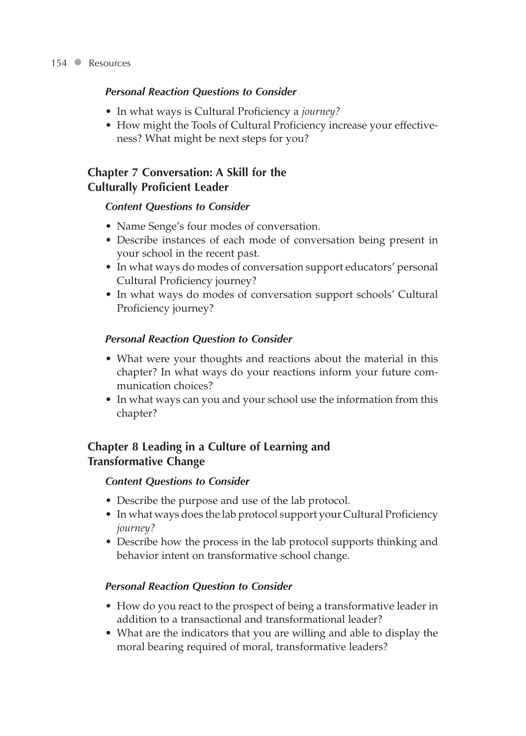***Personal Reaction Questions to Consider***

- In what ways is Cultural Proficiency a *journey?*
- How might the Tools of Cultural Proficiency increase your effectiveness? What might be next steps for you?

## Chapter 7 Conversation: A Skill for the Culturally Proficient Leader

***Content Questions to Consider***

- Name Senge's four modes of conversation.
- Describe instances of each mode of conversation being present in your school in the recent past.
- In what ways do modes of conversation support educators' personal Cultural Proficiency journey?
- In what ways do modes of conversation support schools' Cultural Proficiency journey?

***Personal Reaction Question to Consider***

- What were your thoughts and reactions about the material in this chapter? In what ways do your reactions inform your future communication choices?
- In what ways can you and your school use the information from this chapter?

## Chapter 8 Leading in a Culture of Learning and Transformative Change

***Content Questions to Consider***

- Describe the purpose and use of the lab protocol.
- In what ways does the lab protocol support your Cultural Proficiency *journey?*
- Describe how the process in the lab protocol supports thinking and behavior intent on transformative school change.

***Personal Reaction Question to Consider***

- How do you react to the prospect of being a transformative leader in addition to a transactional and transformational leader?
- What are the indicators that you are willing and able to display the moral bearing required of moral, transformative leaders?